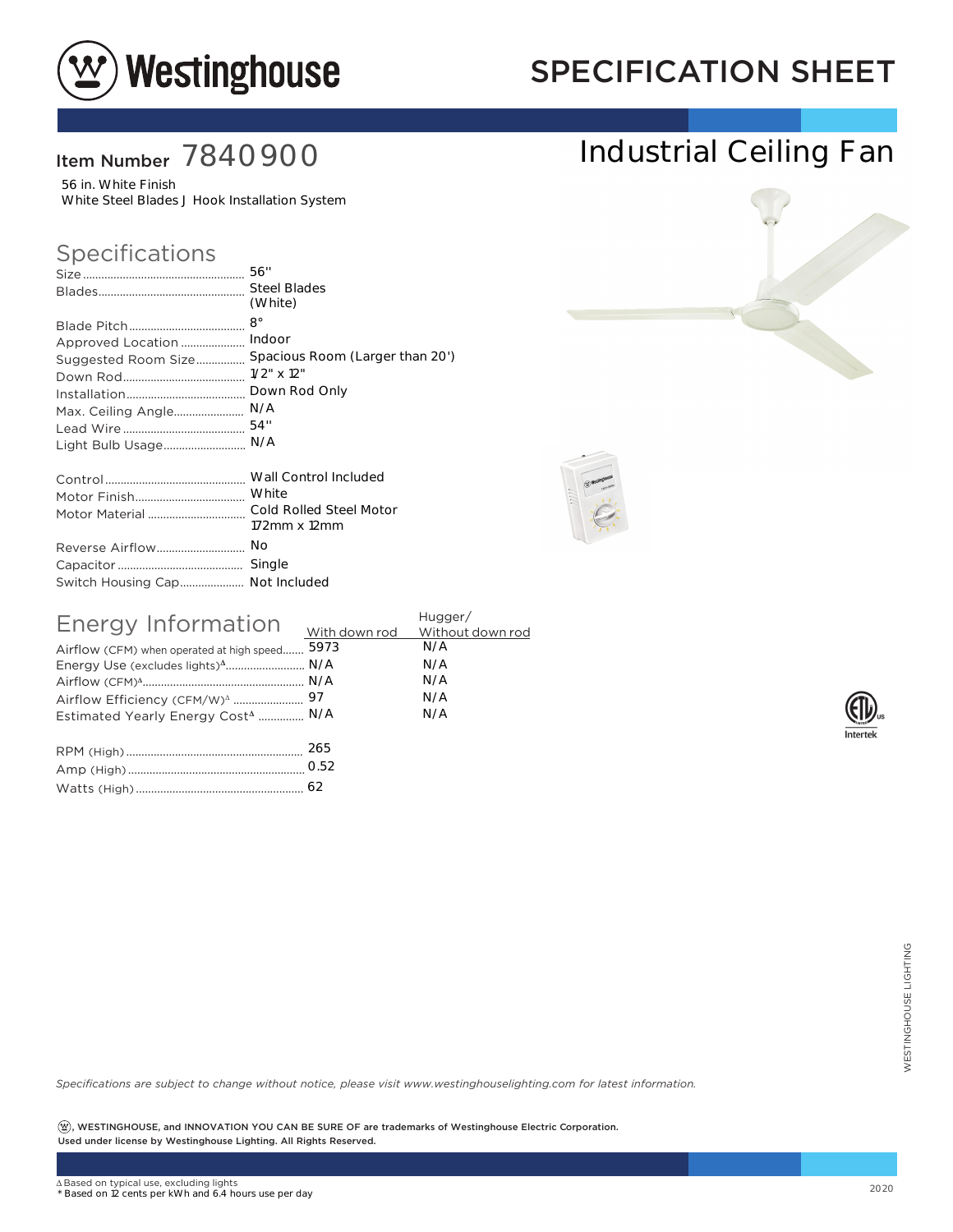# Westinghouse

## SPECIFICATION SHEET

**Item Number** 7840900

# Industrial Ceiling Fan

56 in. White Finish
White Steel Blades J Hook Installation System

## Specifications

| | |
|---|---|
| Size | 56" |
| Blades | Steel Blades (White) |
| Blade Pitch | 8° |
| Approved Location | Indoor |
| Suggested Room Size | Spacious Room (Larger than 20') |
| Down Rod | 1/2" x 12" |
| Installation | Down Rod Only |
| Max. Ceiling Angle | N/A |
| Lead Wire | 54" |
| Light Bulb Usage | N/A |

| | |
|---|---|
| Control | Wall Control Included |
| Motor Finish | White |
| Motor Material | Cold Rolled Steel Motor 172mm x 12mm |
| Reverse Airflow | No |
| Capacitor | Single |
| Switch Housing Cap | Not Included |

## Energy Information

| | With down rod | Hugger/ Without down rod |
|---|---|---|
| Airflow (CFM) when operated at high speed | 5973 | N/A |
| Energy Use (excludes lights)Δ | N/A | N/A |
| Airflow (CFM)Δ | N/A | N/A |
| Airflow Efficiency (CFM/W)Δ | 97 | N/A |
| Estimated Yearly Energy CostΔ | N/A | N/A |

| | |
|---|---|
| RPM (High) | 265 |
| Amp (High) | 0.52 |
| Watts (High) | 62 |

*Specifications are subject to change without notice, please visit www.westinghouselighting.com for latest information.*

**Ⓦ, WESTINGHOUSE, and INNOVATION YOU CAN BE SURE OF are trademarks of Westinghouse Electric Corporation. Used under license by Westinghouse Lighting. All Rights Reserved.**

Δ Based on typical use, excluding lights
\* Based on 12 cents per kWh and 6.4 hours use per day

2020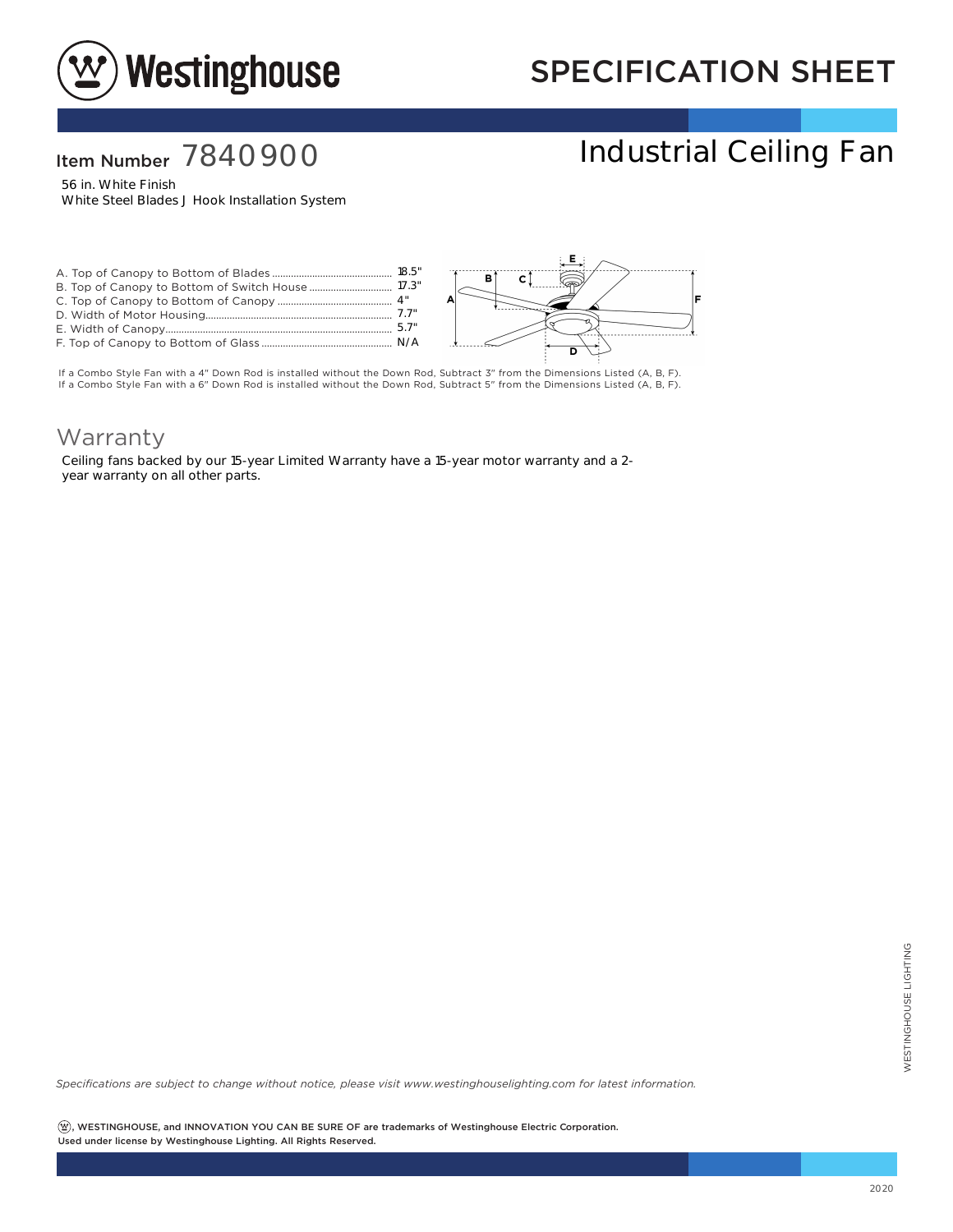# SPECIFICATION SHEET

Item Number 7840900

## Industrial Ceiling Fan

56 in. White Finish
White Steel Blades J Hook Installation System

A. Top of Canopy to Bottom of Blades ............ 18.5"
B. Top of Canopy to Bottom of Switch House ............ 17.3"
C. Top of Canopy to Bottom of Canopy ............ 4"
D. Width of Motor Housing ............ 7.7"
E. Width of Canopy ............ 5.7"
F. Top of Canopy to Bottom of Glass ............ N/A

E
B
C
A
F
D

If a Combo Style Fan with a 4" Down Rod is installed without the Down Rod, Subtract 3" from the Dimensions Listed (A, B, F).
If a Combo Style Fan with a 6" Down Rod is installed without the Down Rod, Subtract 5" from the Dimensions Listed (A, B, F).

## Warranty

Ceiling fans backed by our 15-year Limited Warranty have a 15-year motor warranty and a 2-year warranty on all other parts.

*Specifications are subject to change without notice, please visit www.westinghouselighting.com for latest information.*

**Ⓦ, WESTINGHOUSE, and INNOVATION YOU CAN BE SURE OF are trademarks of Westinghouse Electric Corporation. Used under license by Westinghouse Lighting. All Rights Reserved.**

WESTINGHOUSE LIGHTING

2020